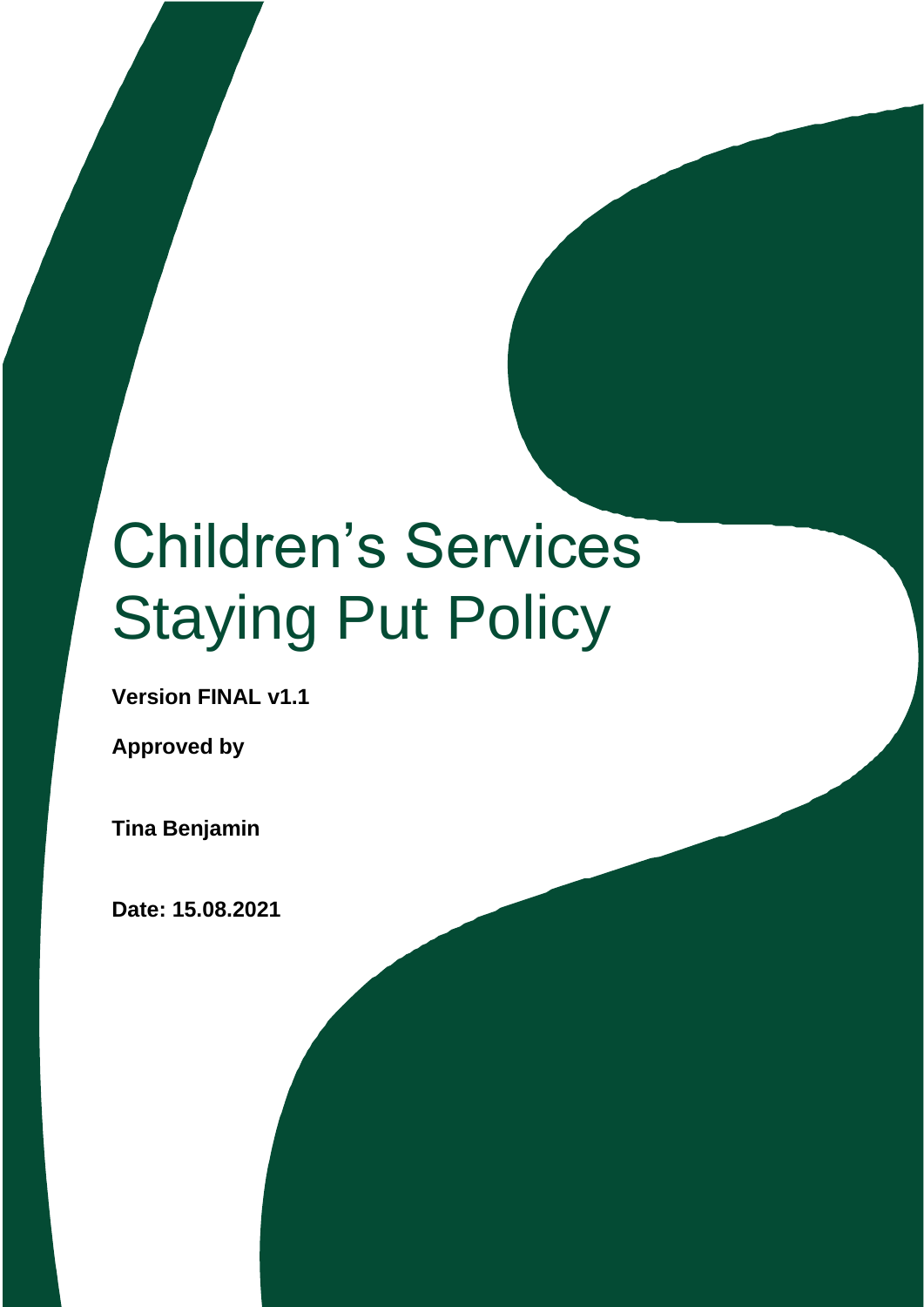# Children's Services Staying Put Policy

**Version FINAL v1.1**

**Approved by**

**Tina Benjamin**

**Date: 15.08.2021**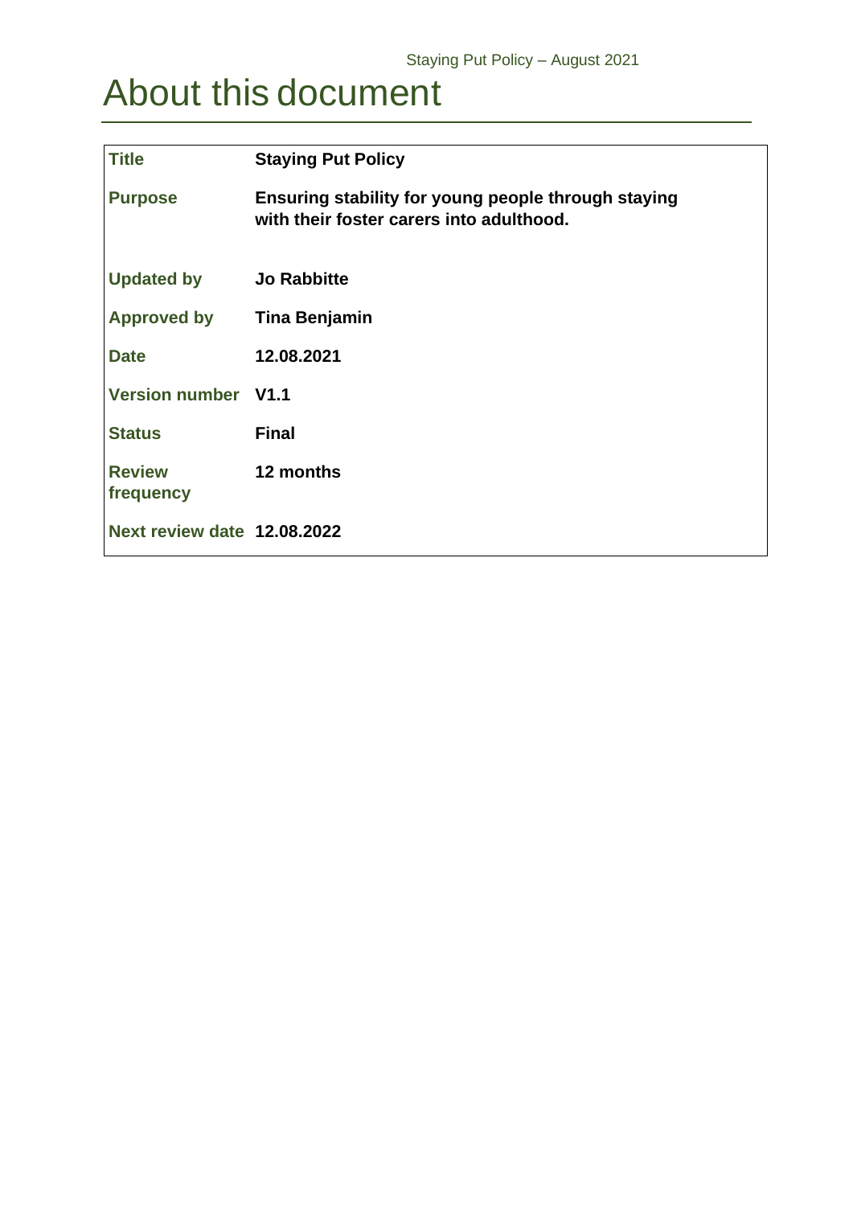# About this document

| | |
|---|---|
| **Title** | **Staying Put Policy** |
| **Purpose** | **Ensuring stability for young people through staying with their foster carers into adulthood.** |
| **Updated by** | **Jo Rabbitte** |
| **Approved by** | **Tina Benjamin** |
| **Date** | **12.08.2021** |
| **Version number** | **V1.1** |
| **Status** | **Final** |
| **Review frequency** | **12 months** |
| **Next review date** | **12.08.2022** |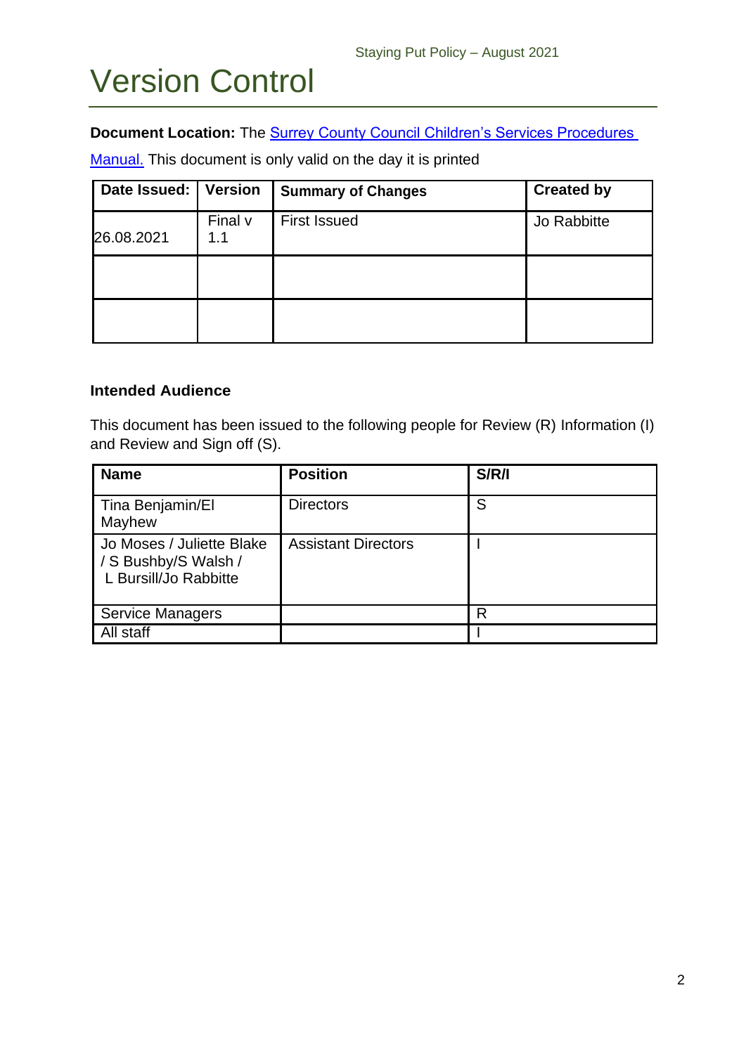# Version Control

**Document Location:** The [Surrey County Council Children's Services Procedures Manual.](#) This document is only valid on the day it is printed

| Date Issued: | Version | Summary of Changes | Created by |
|---|---|---|---|
| 26.08.2021 | Final v 1.1 | First Issued | Jo Rabbitte |
| | | | |
| | | | |

**Intended Audience**

This document has been issued to the following people for Review (R) Information (I) and Review and Sign off (S).

| Name | Position | S/R/I |
|---|---|---|
| Tina Benjamin/El Mayhew | Directors | S |
| Jo Moses / Juliette Blake / S Bushby/S Walsh / L Bursill/Jo Rabbitte | Assistant Directors | I |
| Service Managers | | R |
| All staff | | I |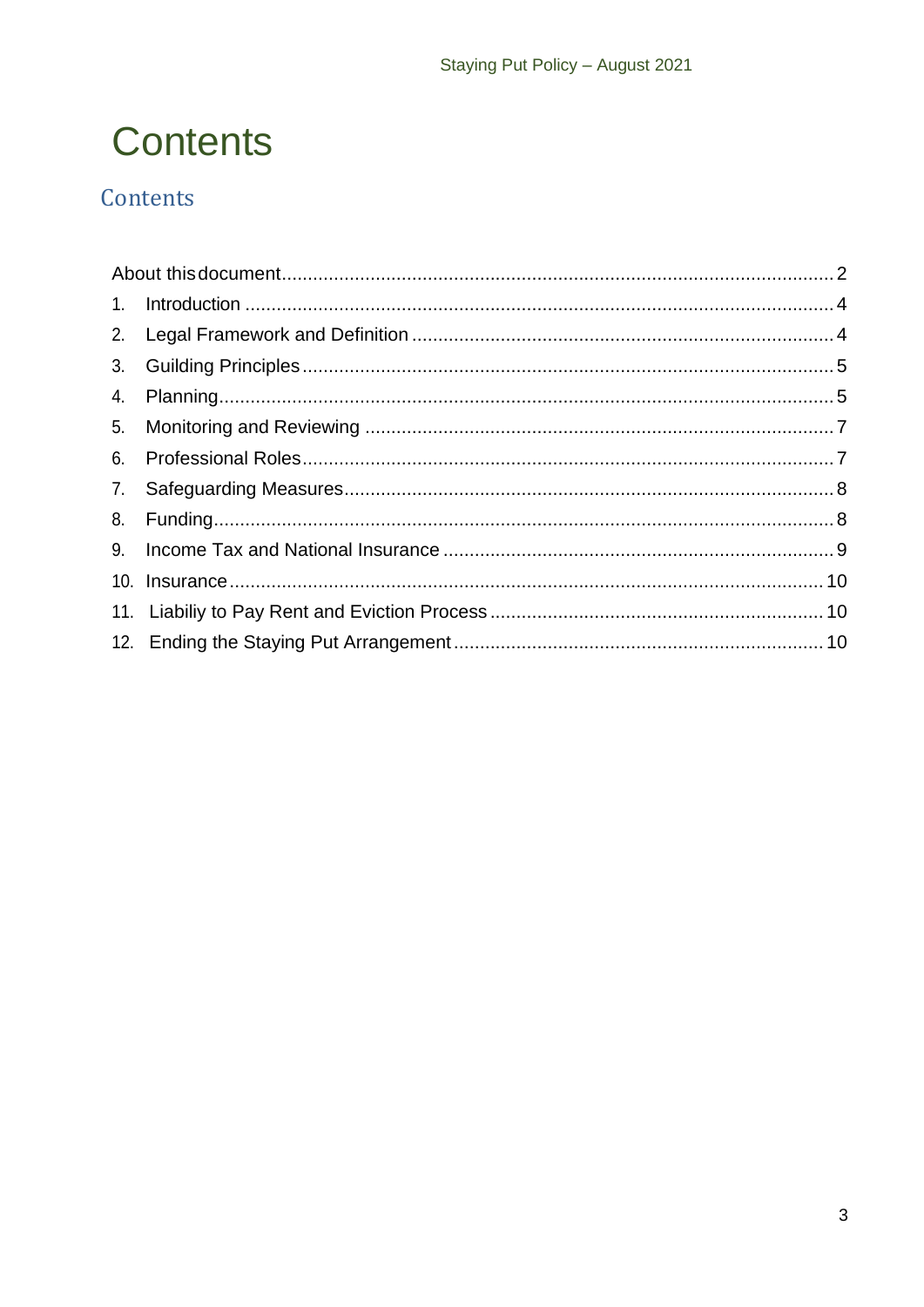# Contents

## Contents

About this document....................................................................................................2

1. Introduction ............................................................................................................4
2. Legal Framework and Definition ..........................................................................4
3. Guilding Principles ................................................................................................5
4. Planning..................................................................................................................5
5. Monitoring and Reviewing ....................................................................................7
6. Professional Roles..................................................................................................7
7. Safeguarding Measures.........................................................................................8
8. Funding...................................................................................................................8
9. Income Tax and National Insurance ....................................................................9
10. Insurance.............................................................................................................10
11. Liabiliy to Pay Rent and Eviction Process .......................................................10
12. Ending the Staying Put Arrangement ...............................................................10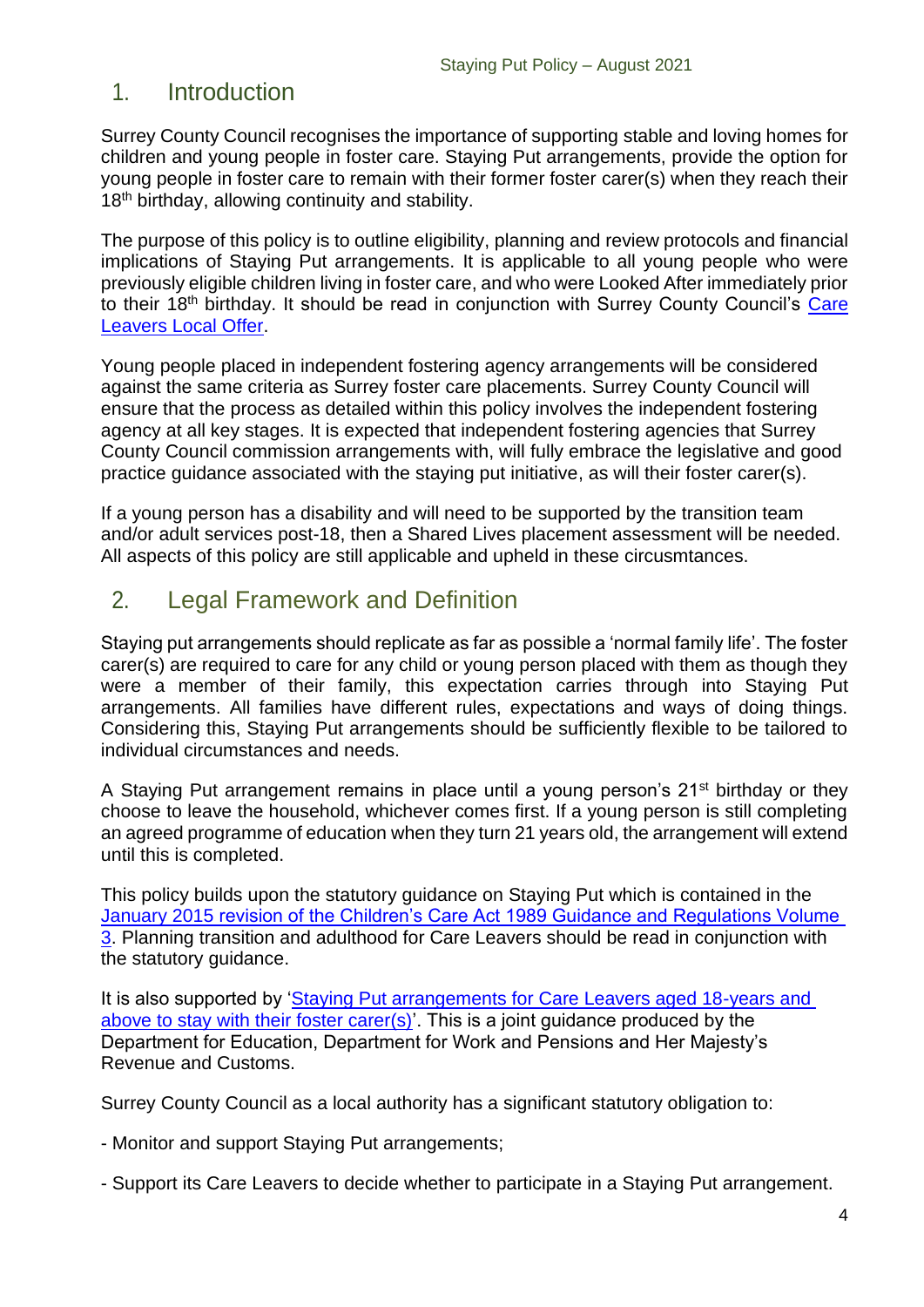## 1. Introduction

Surrey County Council recognises the importance of supporting stable and loving homes for children and young people in foster care. Staying Put arrangements, provide the option for young people in foster care to remain with their former foster carer(s) when they reach their 18th birthday, allowing continuity and stability.

The purpose of this policy is to outline eligibility, planning and review protocols and financial implications of Staying Put arrangements. It is applicable to all young people who were previously eligible children living in foster care, and who were Looked After immediately prior to their 18th birthday. It should be read in conjunction with Surrey County Council's Care Leavers Local Offer.

Young people placed in independent fostering agency arrangements will be considered against the same criteria as Surrey foster care placements. Surrey County Council will ensure that the process as detailed within this policy involves the independent fostering agency at all key stages. It is expected that independent fostering agencies that Surrey County Council commission arrangements with, will fully embrace the legislative and good practice guidance associated with the staying put initiative, as will their foster carer(s).

If a young person has a disability and will need to be supported by the transition team and/or adult services post-18, then a Shared Lives placement assessment will be needed. All aspects of this policy are still applicable and upheld in these circumstances.

## 2. Legal Framework and Definition

Staying put arrangements should replicate as far as possible a 'normal family life'. The foster carer(s) are required to care for any child or young person placed with them as though they were a member of their family, this expectation carries through into Staying Put arrangements. All families have different rules, expectations and ways of doing things. Considering this, Staying Put arrangements should be sufficiently flexible to be tailored to individual circumstances and needs.

A Staying Put arrangement remains in place until a young person's 21st birthday or they choose to leave the household, whichever comes first. If a young person is still completing an agreed programme of education when they turn 21 years old, the arrangement will extend until this is completed.

This policy builds upon the statutory guidance on Staying Put which is contained in the January 2015 revision of the Children's Care Act 1989 Guidance and Regulations Volume 3. Planning transition and adulthood for Care Leavers should be read in conjunction with the statutory guidance.

It is also supported by 'Staying Put arrangements for Care Leavers aged 18-years and above to stay with their foster carer(s)'. This is a joint guidance produced by the Department for Education, Department for Work and Pensions and Her Majesty's Revenue and Customs.

Surrey County Council as a local authority has a significant statutory obligation to:

- Monitor and support Staying Put arrangements;

- Support its Care Leavers to decide whether to participate in a Staying Put arrangement.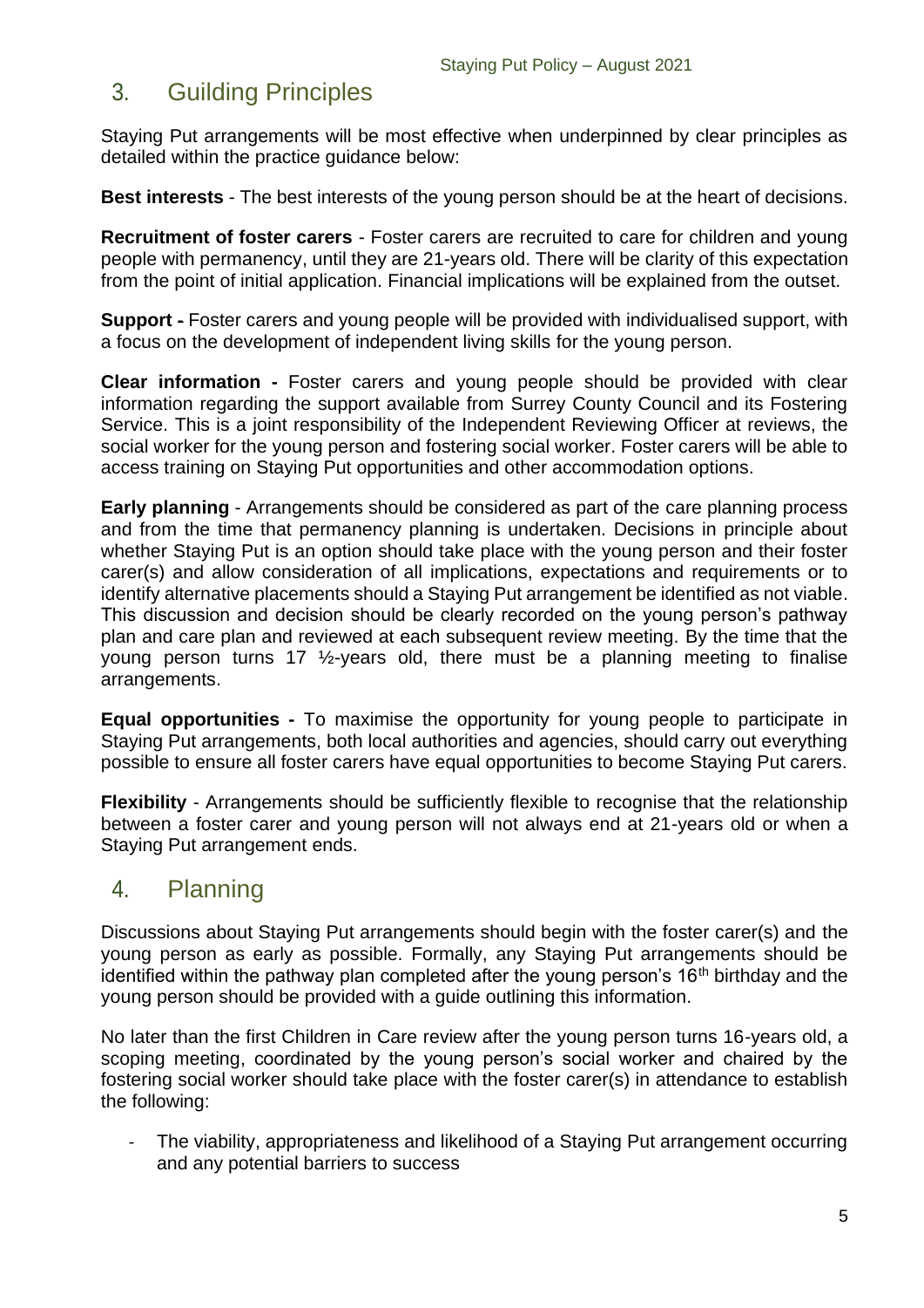## 3. Guilding Principles

Staying Put arrangements will be most effective when underpinned by clear principles as detailed within the practice guidance below:

**Best interests** - The best interests of the young person should be at the heart of decisions.

**Recruitment of foster carers** - Foster carers are recruited to care for children and young people with permanency, until they are 21-years old. There will be clarity of this expectation from the point of initial application. Financial implications will be explained from the outset.

**Support -** Foster carers and young people will be provided with individualised support, with a focus on the development of independent living skills for the young person.

**Clear information -** Foster carers and young people should be provided with clear information regarding the support available from Surrey County Council and its Fostering Service. This is a joint responsibility of the Independent Reviewing Officer at reviews, the social worker for the young person and fostering social worker. Foster carers will be able to access training on Staying Put opportunities and other accommodation options.

**Early planning** - Arrangements should be considered as part of the care planning process and from the time that permanency planning is undertaken. Decisions in principle about whether Staying Put is an option should take place with the young person and their foster carer(s) and allow consideration of all implications, expectations and requirements or to identify alternative placements should a Staying Put arrangement be identified as not viable. This discussion and decision should be clearly recorded on the young person's pathway plan and care plan and reviewed at each subsequent review meeting. By the time that the young person turns 17 ½-years old, there must be a planning meeting to finalise arrangements.

**Equal opportunities -** To maximise the opportunity for young people to participate in Staying Put arrangements, both local authorities and agencies, should carry out everything possible to ensure all foster carers have equal opportunities to become Staying Put carers.

**Flexibility** - Arrangements should be sufficiently flexible to recognise that the relationship between a foster carer and young person will not always end at 21-years old or when a Staying Put arrangement ends.

## 4. Planning

Discussions about Staying Put arrangements should begin with the foster carer(s) and the young person as early as possible. Formally, any Staying Put arrangements should be identified within the pathway plan completed after the young person's 16th birthday and the young person should be provided with a guide outlining this information.

No later than the first Children in Care review after the young person turns 16-years old, a scoping meeting, coordinated by the young person's social worker and chaired by the fostering social worker should take place with the foster carer(s) in attendance to establish the following:

- The viability, appropriateness and likelihood of a Staying Put arrangement occurring and any potential barriers to success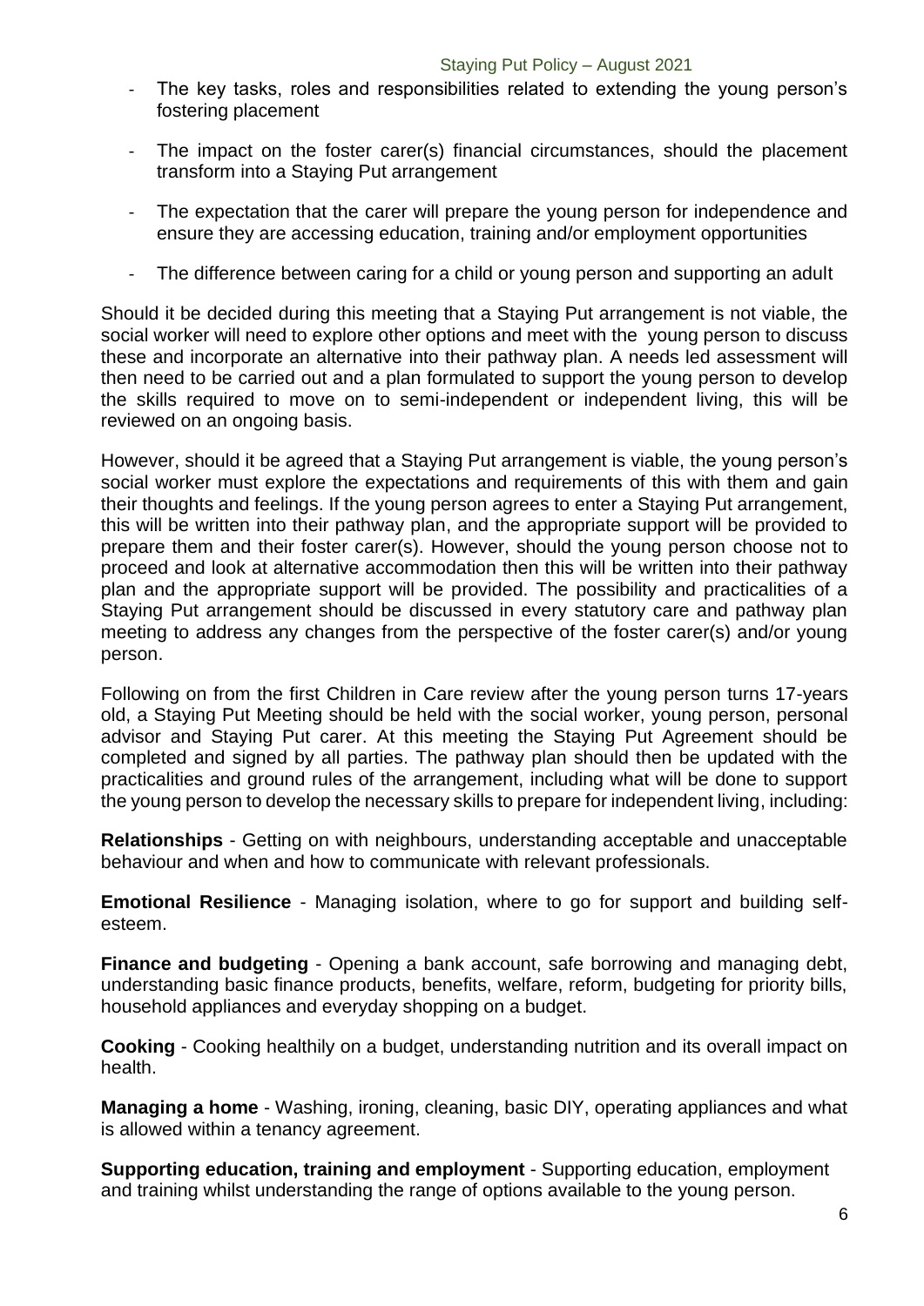- The key tasks, roles and responsibilities related to extending the young person's fostering placement
- The impact on the foster carer(s) financial circumstances, should the placement transform into a Staying Put arrangement
- The expectation that the carer will prepare the young person for independence and ensure they are accessing education, training and/or employment opportunities
- The difference between caring for a child or young person and supporting an adult

Should it be decided during this meeting that a Staying Put arrangement is not viable, the social worker will need to explore other options and meet with the young person to discuss these and incorporate an alternative into their pathway plan. A needs led assessment will then need to be carried out and a plan formulated to support the young person to develop the skills required to move on to semi-independent or independent living, this will be reviewed on an ongoing basis.

However, should it be agreed that a Staying Put arrangement is viable, the young person's social worker must explore the expectations and requirements of this with them and gain their thoughts and feelings. If the young person agrees to enter a Staying Put arrangement, this will be written into their pathway plan, and the appropriate support will be provided to prepare them and their foster carer(s). However, should the young person choose not to proceed and look at alternative accommodation then this will be written into their pathway plan and the appropriate support will be provided. The possibility and practicalities of a Staying Put arrangement should be discussed in every statutory care and pathway plan meeting to address any changes from the perspective of the foster carer(s) and/or young person.

Following on from the first Children in Care review after the young person turns 17-years old, a Staying Put Meeting should be held with the social worker, young person, personal advisor and Staying Put carer. At this meeting the Staying Put Agreement should be completed and signed by all parties. The pathway plan should then be updated with the practicalities and ground rules of the arrangement, including what will be done to support the young person to develop the necessary skills to prepare for independent living, including:

**Relationships** - Getting on with neighbours, understanding acceptable and unacceptable behaviour and when and how to communicate with relevant professionals.

**Emotional Resilience** - Managing isolation, where to go for support and building self-esteem.

**Finance and budgeting** - Opening a bank account, safe borrowing and managing debt, understanding basic finance products, benefits, welfare, reform, budgeting for priority bills, household appliances and everyday shopping on a budget.

**Cooking** - Cooking healthily on a budget, understanding nutrition and its overall impact on health.

**Managing a home** - Washing, ironing, cleaning, basic DIY, operating appliances and what is allowed within a tenancy agreement.

**Supporting education, training and employment** - Supporting education, employment and training whilst understanding the range of options available to the young person.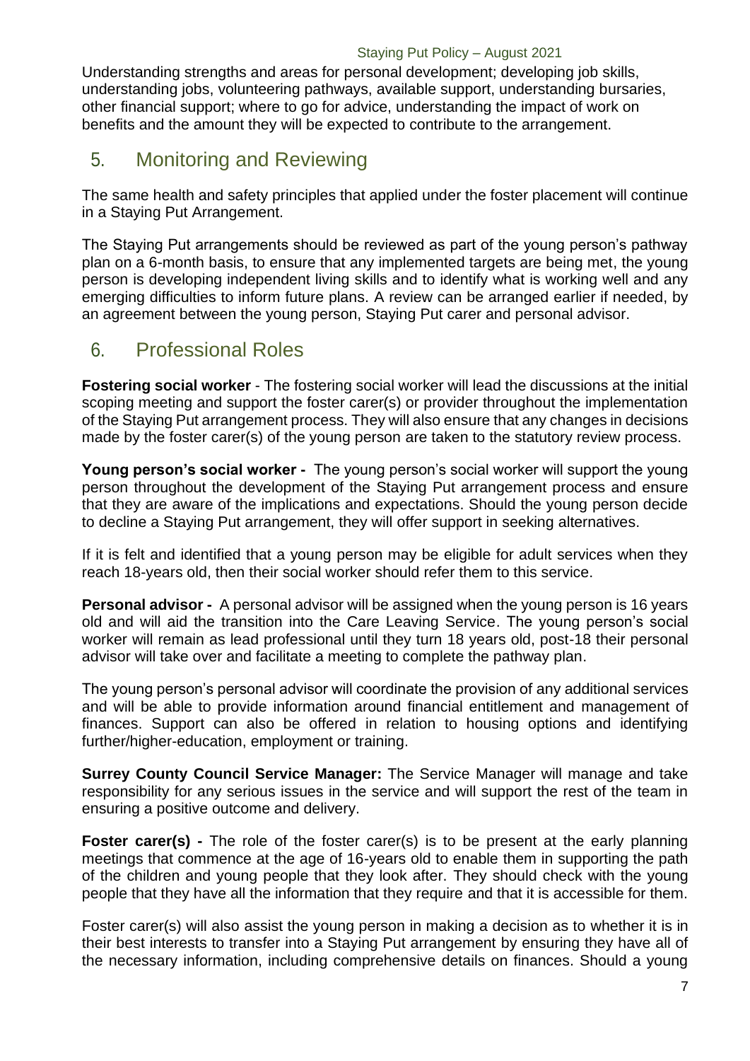Understanding strengths and areas for personal development; developing job skills, understanding jobs, volunteering pathways, available support, understanding bursaries, other financial support; where to go for advice, understanding the impact of work on benefits and the amount they will be expected to contribute to the arrangement.

## 5. Monitoring and Reviewing

The same health and safety principles that applied under the foster placement will continue in a Staying Put Arrangement.

The Staying Put arrangements should be reviewed as part of the young person's pathway plan on a 6-month basis, to ensure that any implemented targets are being met, the young person is developing independent living skills and to identify what is working well and any emerging difficulties to inform future plans. A review can be arranged earlier if needed, by an agreement between the young person, Staying Put carer and personal advisor.

## 6. Professional Roles

**Fostering social worker** - The fostering social worker will lead the discussions at the initial scoping meeting and support the foster carer(s) or provider throughout the implementation of the Staying Put arrangement process. They will also ensure that any changes in decisions made by the foster carer(s) of the young person are taken to the statutory review process.

**Young person's social worker -** The young person's social worker will support the young person throughout the development of the Staying Put arrangement process and ensure that they are aware of the implications and expectations. Should the young person decide to decline a Staying Put arrangement, they will offer support in seeking alternatives.

If it is felt and identified that a young person may be eligible for adult services when they reach 18-years old, then their social worker should refer them to this service.

**Personal advisor -** A personal advisor will be assigned when the young person is 16 years old and will aid the transition into the Care Leaving Service. The young person's social worker will remain as lead professional until they turn 18 years old, post-18 their personal advisor will take over and facilitate a meeting to complete the pathway plan.

The young person's personal advisor will coordinate the provision of any additional services and will be able to provide information around financial entitlement and management of finances. Support can also be offered in relation to housing options and identifying further/higher-education, employment or training.

**Surrey County Council Service Manager:** The Service Manager will manage and take responsibility for any serious issues in the service and will support the rest of the team in ensuring a positive outcome and delivery.

**Foster carer(s) -** The role of the foster carer(s) is to be present at the early planning meetings that commence at the age of 16-years old to enable them in supporting the path of the children and young people that they look after. They should check with the young people that they have all the information that they require and that it is accessible for them.

Foster carer(s) will also assist the young person in making a decision as to whether it is in their best interests to transfer into a Staying Put arrangement by ensuring they have all of the necessary information, including comprehensive details on finances. Should a young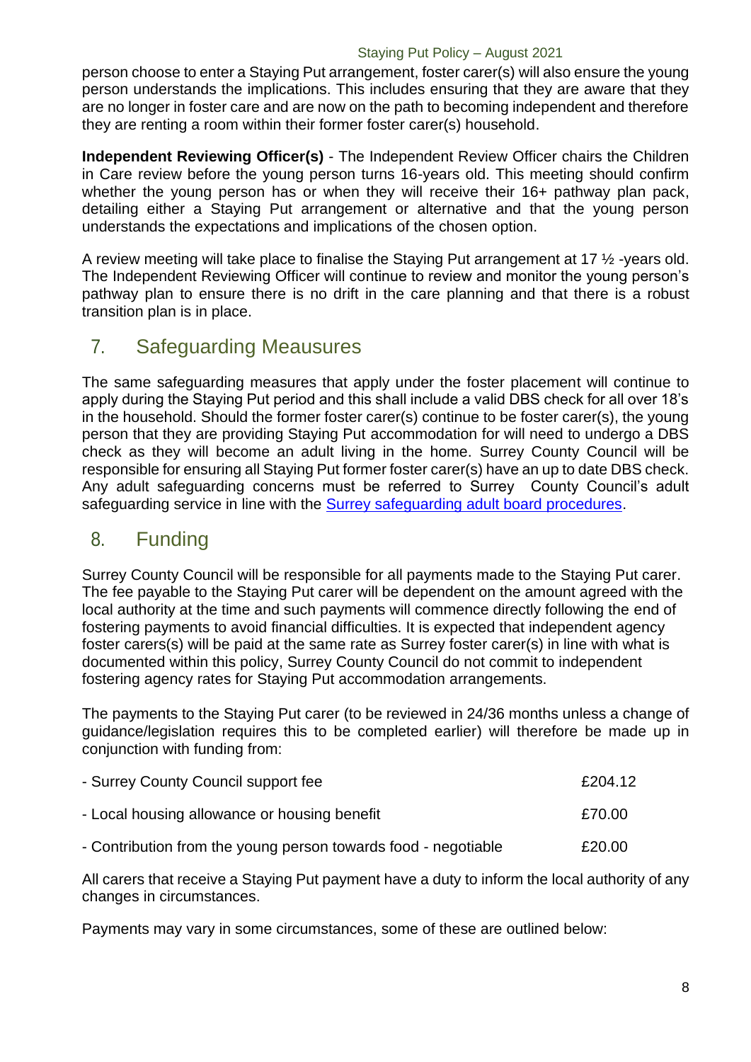person choose to enter a Staying Put arrangement, foster carer(s) will also ensure the young person understands the implications. This includes ensuring that they are aware that they are no longer in foster care and are now on the path to becoming independent and therefore they are renting a room within their former foster carer(s) household.

**Independent Reviewing Officer(s)** - The Independent Review Officer chairs the Children in Care review before the young person turns 16-years old. This meeting should confirm whether the young person has or when they will receive their 16+ pathway plan pack, detailing either a Staying Put arrangement or alternative and that the young person understands the expectations and implications of the chosen option.

A review meeting will take place to finalise the Staying Put arrangement at 17 ½ -years old. The Independent Reviewing Officer will continue to review and monitor the young person's pathway plan to ensure there is no drift in the care planning and that there is a robust transition plan is in place.

## 7. Safeguarding Meausures

The same safeguarding measures that apply under the foster placement will continue to apply during the Staying Put period and this shall include a valid DBS check for all over 18's in the household. Should the former foster carer(s) continue to be foster carer(s), the young person that they are providing Staying Put accommodation for will need to undergo a DBS check as they will become an adult living in the home. Surrey County Council will be responsible for ensuring all Staying Put former foster carer(s) have an up to date DBS check. Any adult safeguarding concerns must be referred to Surrey County Council's adult safeguarding service in line with the [Surrey safeguarding adult board procedures](#).

## 8. Funding

Surrey County Council will be responsible for all payments made to the Staying Put carer. The fee payable to the Staying Put carer will be dependent on the amount agreed with the local authority at the time and such payments will commence directly following the end of fostering payments to avoid financial difficulties. It is expected that independent agency foster carers(s) will be paid at the same rate as Surrey foster carer(s) in line with what is documented within this policy, Surrey County Council do not commit to independent fostering agency rates for Staying Put accommodation arrangements.

The payments to the Staying Put carer (to be reviewed in 24/36 months unless a change of guidance/legislation requires this to be completed earlier) will therefore be made up in conjunction with funding from:

| | |
|---|---|
| - Surrey County Council support fee | £204.12 |
| - Local housing allowance or housing benefit | £70.00 |
| - Contribution from the young person towards food - negotiable | £20.00 |

All carers that receive a Staying Put payment have a duty to inform the local authority of any changes in circumstances.

Payments may vary in some circumstances, some of these are outlined below: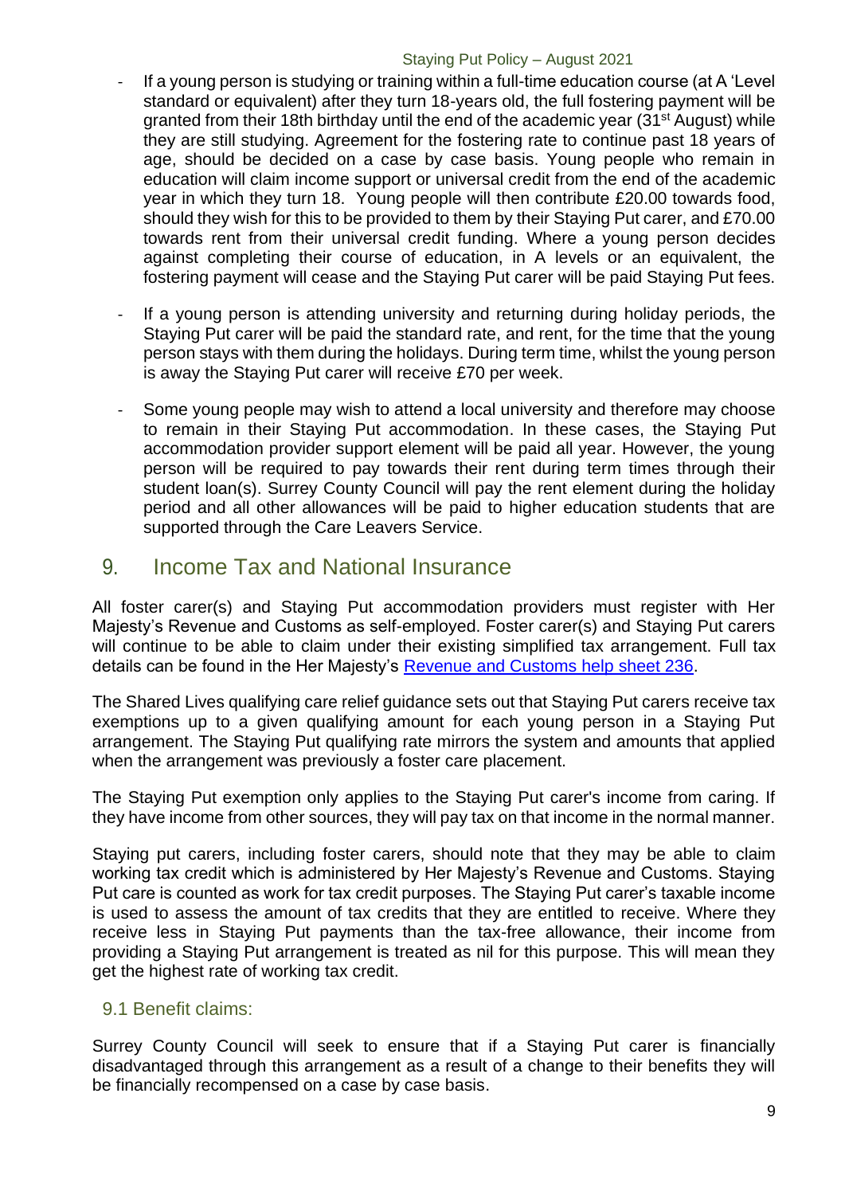- If a young person is studying or training within a full-time education course (at A 'Level standard or equivalent) after they turn 18-years old, the full fostering payment will be granted from their 18th birthday until the end of the academic year (31st August) while they are still studying. Agreement for the fostering rate to continue past 18 years of age, should be decided on a case by case basis. Young people who remain in education will claim income support or universal credit from the end of the academic year in which they turn 18. Young people will then contribute £20.00 towards food, should they wish for this to be provided to them by their Staying Put carer, and £70.00 towards rent from their universal credit funding. Where a young person decides against completing their course of education, in A levels or an equivalent, the fostering payment will cease and the Staying Put carer will be paid Staying Put fees.

- If a young person is attending university and returning during holiday periods, the Staying Put carer will be paid the standard rate, and rent, for the time that the young person stays with them during the holidays. During term time, whilst the young person is away the Staying Put carer will receive £70 per week.

- Some young people may wish to attend a local university and therefore may choose to remain in their Staying Put accommodation. In these cases, the Staying Put accommodation provider support element will be paid all year. However, the young person will be required to pay towards their rent during term times through their student loan(s). Surrey County Council will pay the rent element during the holiday period and all other allowances will be paid to higher education students that are supported through the Care Leavers Service.

## 9. Income Tax and National Insurance

All foster carer(s) and Staying Put accommodation providers must register with Her Majesty's Revenue and Customs as self-employed. Foster carer(s) and Staying Put carers will continue to be able to claim under their existing simplified tax arrangement. Full tax details can be found in the Her Majesty's Revenue and Customs help sheet 236.

The Shared Lives qualifying care relief guidance sets out that Staying Put carers receive tax exemptions up to a given qualifying amount for each young person in a Staying Put arrangement. The Staying Put qualifying rate mirrors the system and amounts that applied when the arrangement was previously a foster care placement.

The Staying Put exemption only applies to the Staying Put carer's income from caring. If they have income from other sources, they will pay tax on that income in the normal manner.

Staying put carers, including foster carers, should note that they may be able to claim working tax credit which is administered by Her Majesty's Revenue and Customs. Staying Put care is counted as work for tax credit purposes. The Staying Put carer's taxable income is used to assess the amount of tax credits that they are entitled to receive. Where they receive less in Staying Put payments than the tax-free allowance, their income from providing a Staying Put arrangement is treated as nil for this purpose. This will mean they get the highest rate of working tax credit.

### 9.1 Benefit claims:

Surrey County Council will seek to ensure that if a Staying Put carer is financially disadvantaged through this arrangement as a result of a change to their benefits they will be financially recompensed on a case by case basis.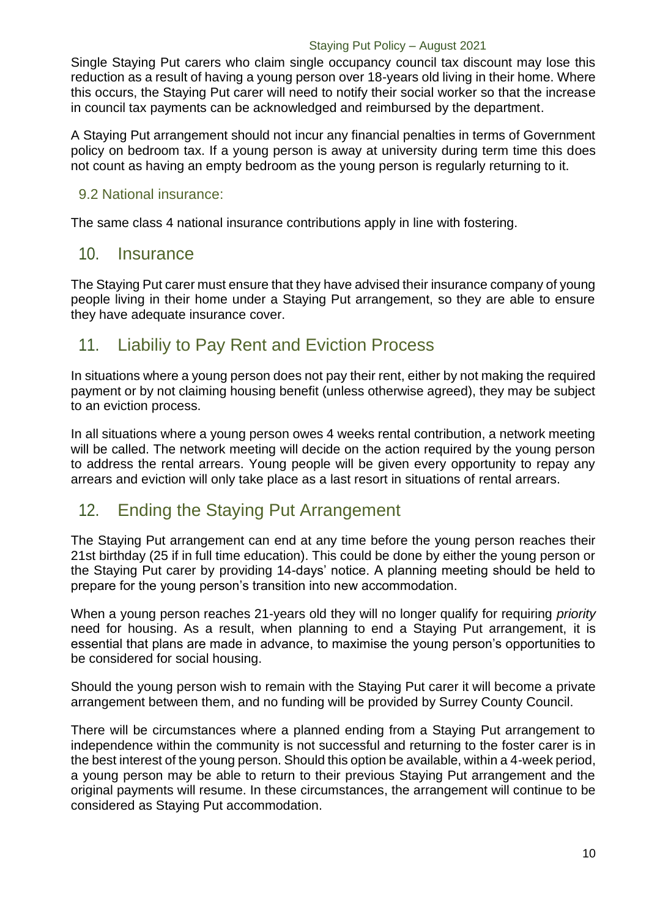Single Staying Put carers who claim single occupancy council tax discount may lose this reduction as a result of having a young person over 18-years old living in their home. Where this occurs, the Staying Put carer will need to notify their social worker so that the increase in council tax payments can be acknowledged and reimbursed by the department.

A Staying Put arrangement should not incur any financial penalties in terms of Government policy on bedroom tax. If a young person is away at university during term time this does not count as having an empty bedroom as the young person is regularly returning to it.

### 9.2 National insurance:

The same class 4 national insurance contributions apply in line with fostering.

## 10. Insurance

The Staying Put carer must ensure that they have advised their insurance company of young people living in their home under a Staying Put arrangement, so they are able to ensure they have adequate insurance cover.

## 11. Liabiliy to Pay Rent and Eviction Process

In situations where a young person does not pay their rent, either by not making the required payment or by not claiming housing benefit (unless otherwise agreed), they may be subject to an eviction process.

In all situations where a young person owes 4 weeks rental contribution, a network meeting will be called. The network meeting will decide on the action required by the young person to address the rental arrears. Young people will be given every opportunity to repay any arrears and eviction will only take place as a last resort in situations of rental arrears.

## 12. Ending the Staying Put Arrangement

The Staying Put arrangement can end at any time before the young person reaches their 21st birthday (25 if in full time education). This could be done by either the young person or the Staying Put carer by providing 14-days' notice. A planning meeting should be held to prepare for the young person's transition into new accommodation.

When a young person reaches 21-years old they will no longer qualify for requiring *priority* need for housing. As a result, when planning to end a Staying Put arrangement, it is essential that plans are made in advance, to maximise the young person's opportunities to be considered for social housing.

Should the young person wish to remain with the Staying Put carer it will become a private arrangement between them, and no funding will be provided by Surrey County Council.

There will be circumstances where a planned ending from a Staying Put arrangement to independence within the community is not successful and returning to the foster carer is in the best interest of the young person. Should this option be available, within a 4-week period, a young person may be able to return to their previous Staying Put arrangement and the original payments will resume. In these circumstances, the arrangement will continue to be considered as Staying Put accommodation.